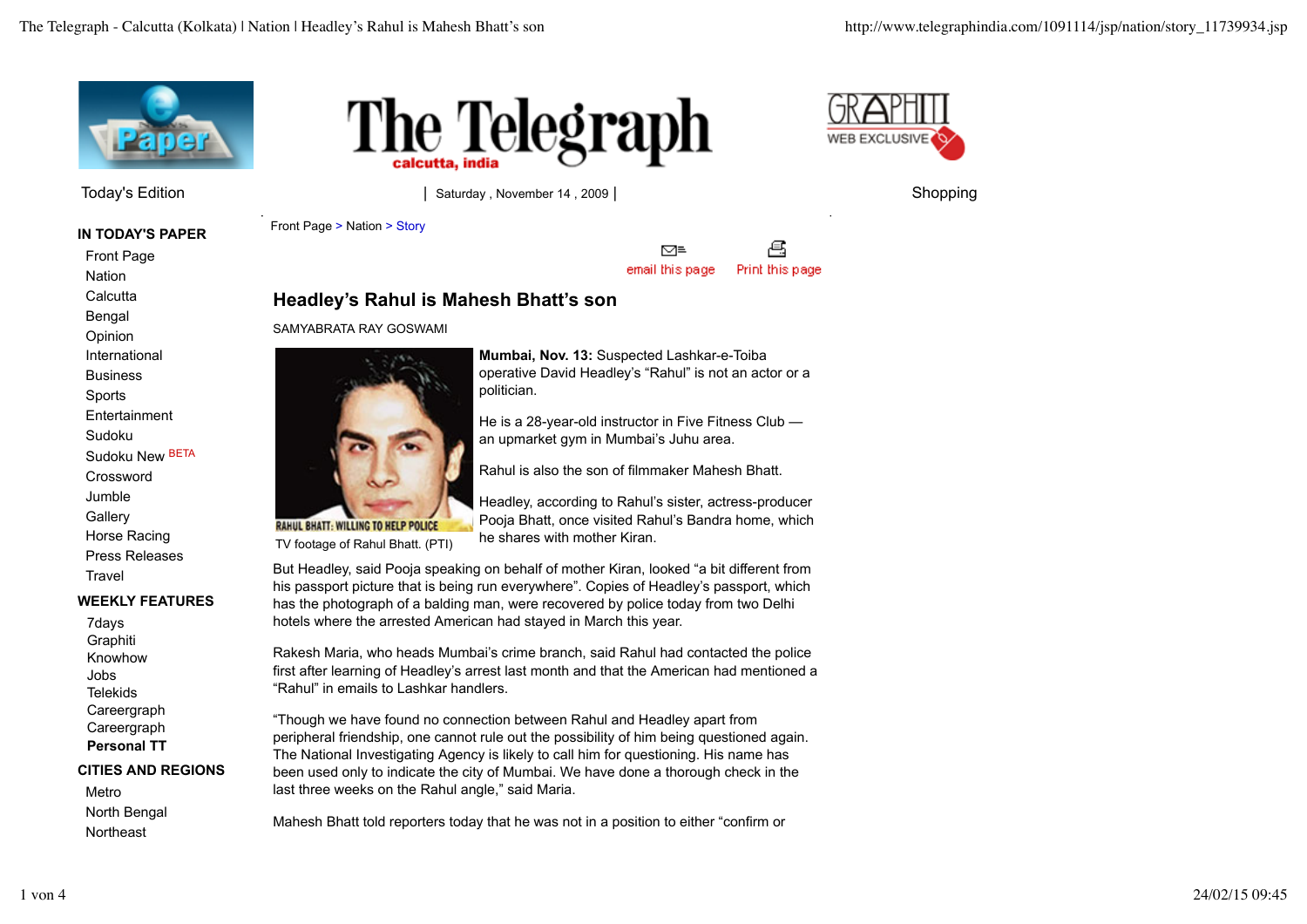The Telegraph - Calcutta (Kolkata) | Nation | Headley's Rahul is Mahesh Bhatt's son

http://www.telegraphindia.com/1091114/jsp/nation/story_11739934.jsp

# The Telegraph

calcutta, india

Today's Edition | Saturday , November 14 , 2009 | Shopping

**IN TODAY'S PAPER**

- Front Page
- Nation
- Calcutta
- Bengal
- Opinion
- International
- Business
- Sports
- Entertainment
- Sudoku
- Sudoku New BETA
- Crossword
- Jumble
- Gallery
- Horse Racing
- Press Releases
- Travel

**WEEKLY FEATURES**

- 7days
- Graphiti
- Knowhow
- Jobs
- Telekids
- Careergraph
- Careergraph
- **Personal TT**

**CITIES AND REGIONS**

- Metro
- North Bengal
- Northeast

Front Page > Nation > Story

email this page | Print this page

## Headley's Rahul is Mahesh Bhatt's son

SAMYABRATA RAY GOSWAMI

RAHUL BHATT: WILLING TO HELP POLICE

TV footage of Rahul Bhatt. (PTI)

**Mumbai, Nov. 13:** Suspected Lashkar-e-Toiba operative David Headley's "Rahul" is not an actor or a politician.

He is a 28-year-old instructor in Five Fitness Club — an upmarket gym in Mumbai's Juhu area.

Rahul is also the son of filmmaker Mahesh Bhatt.

Headley, according to Rahul's sister, actress-producer Pooja Bhatt, once visited Rahul's Bandra home, which he shares with mother Kiran.

But Headley, said Pooja speaking on behalf of mother Kiran, looked "a bit different from his passport picture that is being run everywhere". Copies of Headley's passport, which has the photograph of a balding man, were recovered by police today from two Delhi hotels where the arrested American had stayed in March this year.

Rakesh Maria, who heads Mumbai's crime branch, said Rahul had contacted the police first after learning of Headley's arrest last month and that the American had mentioned a "Rahul" in emails to Lashkar handlers.

"Though we have found no connection between Rahul and Headley apart from peripheral friendship, one cannot rule out the possibility of him being questioned again. The National Investigating Agency is likely to call him for questioning. His name has been used only to indicate the city of Mumbai. We have done a thorough check in the last three weeks on the Rahul angle," said Maria.

Mahesh Bhatt told reporters today that he was not in a position to either "confirm or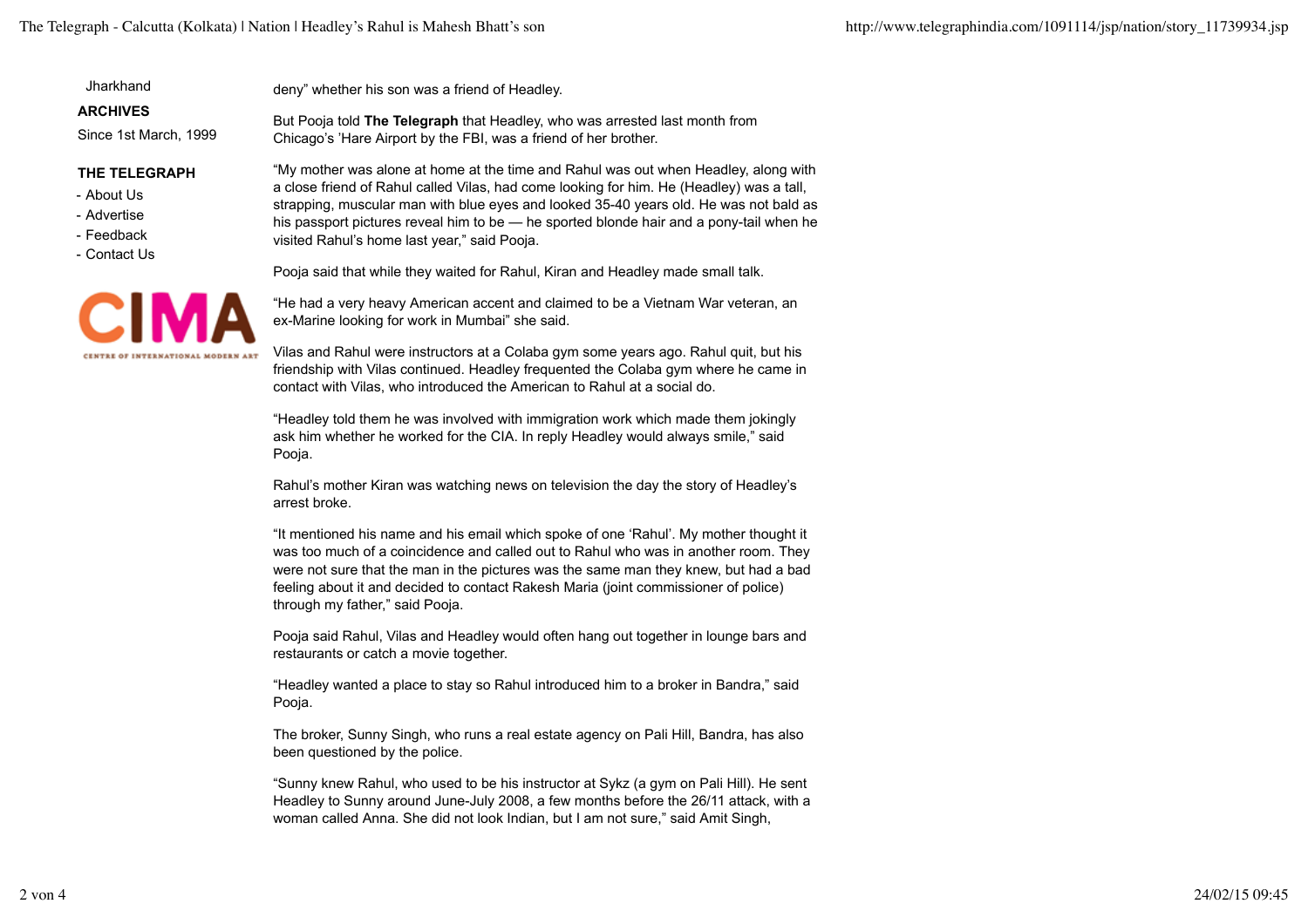deny" whether his son was a friend of Headley.

But Pooja told **The Telegraph** that Headley, who was arrested last month from Chicago's 'Hare Airport by the FBI, was a friend of her brother.

"My mother was alone at home at the time and Rahul was out when Headley, along with a close friend of Rahul called Vilas, had come looking for him. He (Headley) was a tall, strapping, muscular man with blue eyes and looked 35-40 years old. He was not bald as his passport pictures reveal him to be — he sported blonde hair and a pony-tail when he visited Rahul's home last year," said Pooja.

Pooja said that while they waited for Rahul, Kiran and Headley made small talk.

"He had a very heavy American accent and claimed to be a Vietnam War veteran, an ex-Marine looking for work in Mumbai" she said.

Vilas and Rahul were instructors at a Colaba gym some years ago. Rahul quit, but his friendship with Vilas continued. Headley frequented the Colaba gym where he came in contact with Vilas, who introduced the American to Rahul at a social do.

"Headley told them he was involved with immigration work which made them jokingly ask him whether he worked for the CIA. In reply Headley would always smile," said Pooja.

Rahul's mother Kiran was watching news on television the day the story of Headley's arrest broke.

"It mentioned his name and his email which spoke of one 'Rahul'. My mother thought it was too much of a coincidence and called out to Rahul who was in another room. They were not sure that the man in the pictures was the same man they knew, but had a bad feeling about it and decided to contact Rakesh Maria (joint commissioner of police) through my father," said Pooja.

Pooja said Rahul, Vilas and Headley would often hang out together in lounge bars and restaurants or catch a movie together.

"Headley wanted a place to stay so Rahul introduced him to a broker in Bandra," said Pooja.

The broker, Sunny Singh, who runs a real estate agency on Pali Hill, Bandra, has also been questioned by the police.

"Sunny knew Rahul, who used to be his instructor at Sykz (a gym on Pali Hill). He sent Headley to Sunny around June-July 2008, a few months before the 26/11 attack, with a woman called Anna. She did not look Indian, but I am not sure," said Amit Singh,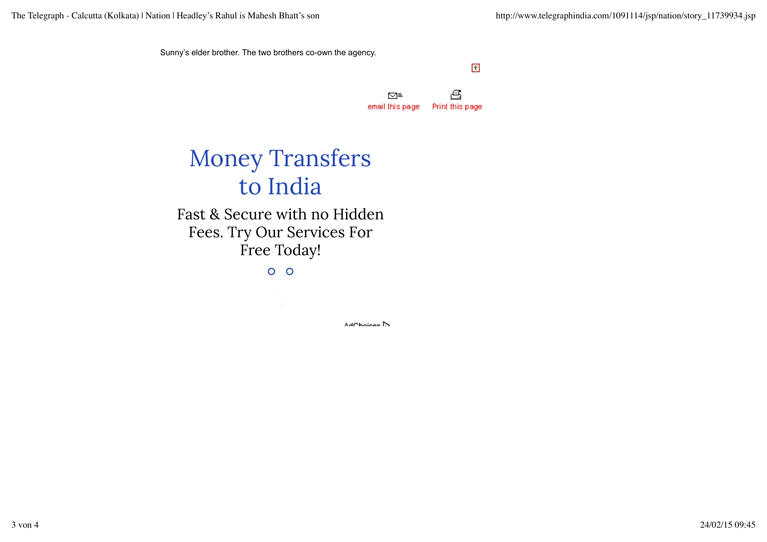Sunny's elder brother. The two brothers co-own the agency.

email this page    Print this page

Money Transfers to India

Fast & Secure with no Hidden Fees. Try Our Services For Free Today!

AdChoices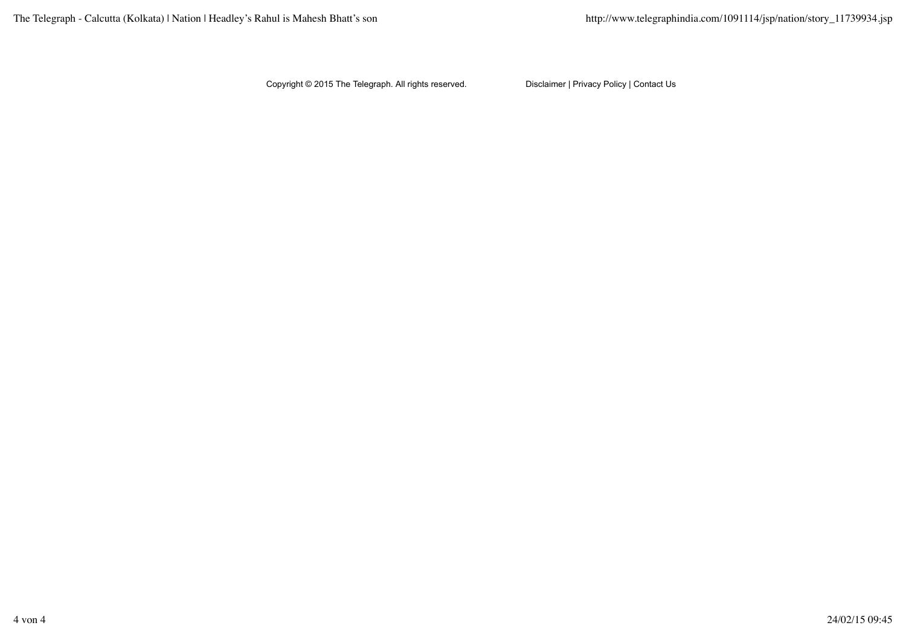Copyright © 2015 The Telegraph. All rights reserved. Disclaimer | Privacy Policy | Contact Us